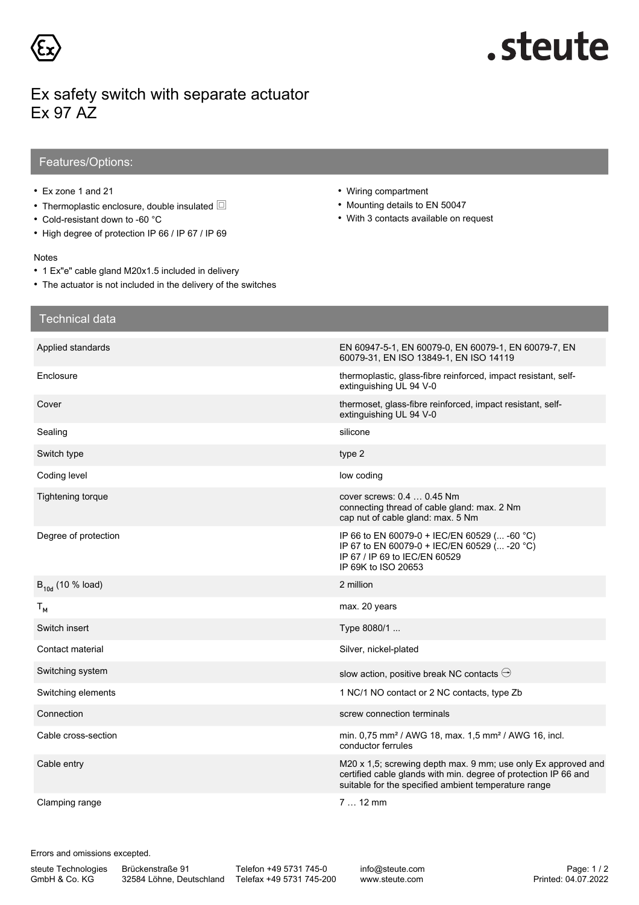# Ex safety switch with separate actuator
# Ex 97 AZ

## Features/Options:

- Ex zone 1 and 21
- Thermoplastic enclosure, double insulated ⧈
- Cold-resistant down to -60 °C
- High degree of protection IP 66 / IP 67 / IP 69
- Wiring compartment
- Mounting details to EN 50047
- With 3 contacts available on request

Notes
- 1 Ex"e" cable gland M20x1.5 included in delivery
- The actuator is not included in the delivery of the switches

## Technical data

| | |
|---|---|
| Applied standards | EN 60947-5-1, EN 60079-0, EN 60079-1, EN 60079-7, EN 60079-31, EN ISO 13849-1, EN ISO 14119 |
| Enclosure | thermoplastic, glass-fibre reinforced, impact resistant, self-extinguishing UL 94 V-0 |
| Cover | thermoset, glass-fibre reinforced, impact resistant, self-extinguishing UL 94 V-0 |
| Sealing | silicone |
| Switch type | type 2 |
| Coding level | low coding |
| Tightening torque | cover screws: 0.4 … 0.45 Nm<br>connecting thread of cable gland: max. 2 Nm<br>cap nut of cable gland: max. 5 Nm |
| Degree of protection | IP 66 to EN 60079-0 + IEC/EN 60529 (... -60 °C)<br>IP 67 to EN 60079-0 + IEC/EN 60529 (... -20 °C)<br>IP 67 / IP 69 to IEC/EN 60529<br>IP 69K to ISO 20653 |
| $B_{10d}$ (10 % load) | 2 million |
| $T_M$ | max. 20 years |
| Switch insert | Type 8080/1 ... |
| Contact material | Silver, nickel-plated |
| Switching system | slow action, positive break NC contacts ⊖ |
| Switching elements | 1 NC/1 NO contact or 2 NC contacts, type Zb |
| Connection | screw connection terminals |
| Cable cross-section | min. 0,75 mm² / AWG 18, max. 1,5 mm² / AWG 16, incl. conductor ferrules |
| Cable entry | M20 x 1,5; screwing depth max. 9 mm; use only Ex approved and certified cable glands with min. degree of protection IP 66 and suitable for the specified ambient temperature range |
| Clamping range | 7 … 12 mm |

Errors and omissions excepted.

steute Technologies GmbH & Co. KG | Brückenstraße 91, 32584 Löhne, Deutschland | Telefon +49 5731 745-0 | Telefax +49 5731 745-200 | info@steute.com | www.steute.com

Printed: 04.07.2022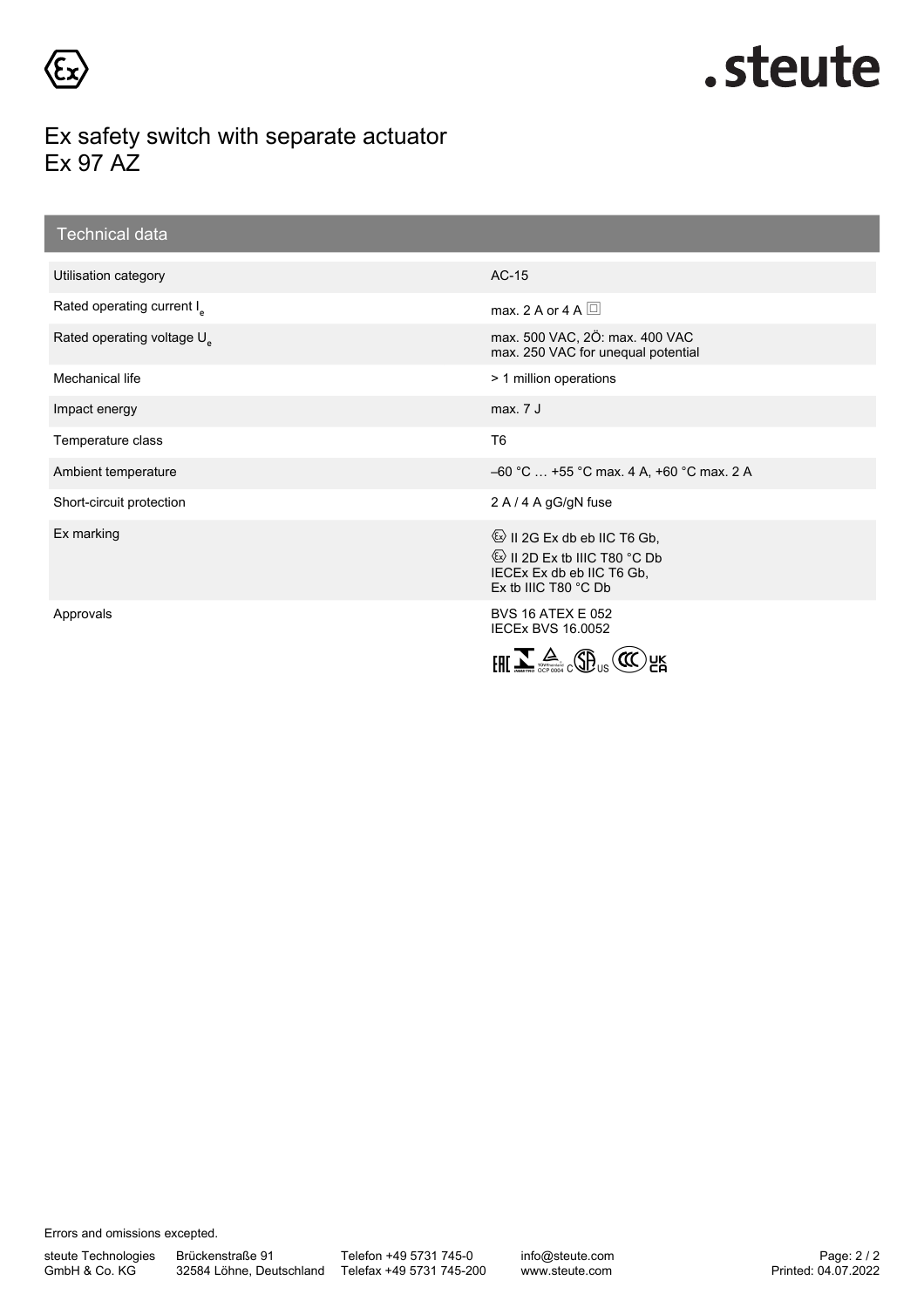# Ex safety switch with separate actuator
# Ex 97 AZ

## Technical data

| | |
|---|---|
| Utilisation category | AC-15 |
| Rated operating current $I_e$ | max. 2 A or 4 A ◻ |
| Rated operating voltage $U_e$ | max. 500 VAC, 2Ö: max. 400 VAC<br>max. 250 VAC for unequal potential |
| Mechanical life | > 1 million operations |
| Impact energy | max. 7 J |
| Temperature class | T6 |
| Ambient temperature | –60 °C … +55 °C max. 4 A, +60 °C max. 2 A |
| Short-circuit protection | 2 A / 4 A gG/gN fuse |
| Ex marking | Ⓔx II 2G Ex db eb IIC T6 Gb,<br>Ⓔx II 2D Ex tb IIIC T80 °C Db<br>IECEx Ex db eb IIC T6 Gb,<br>Ex tb IIIC T80 °C Db |
| Approvals | BVS 16 ATEX E 052<br>IECEx BVS 16.0052 |

Errors and omissions excepted.

steute Technologies GmbH & Co. KG · Brückenstraße 91 · 32584 Löhne, Deutschland · Telefon +49 5731 745-0 · Telefax +49 5731 745-200 · info@steute.com · www.steute.com

Printed: 04.07.2022